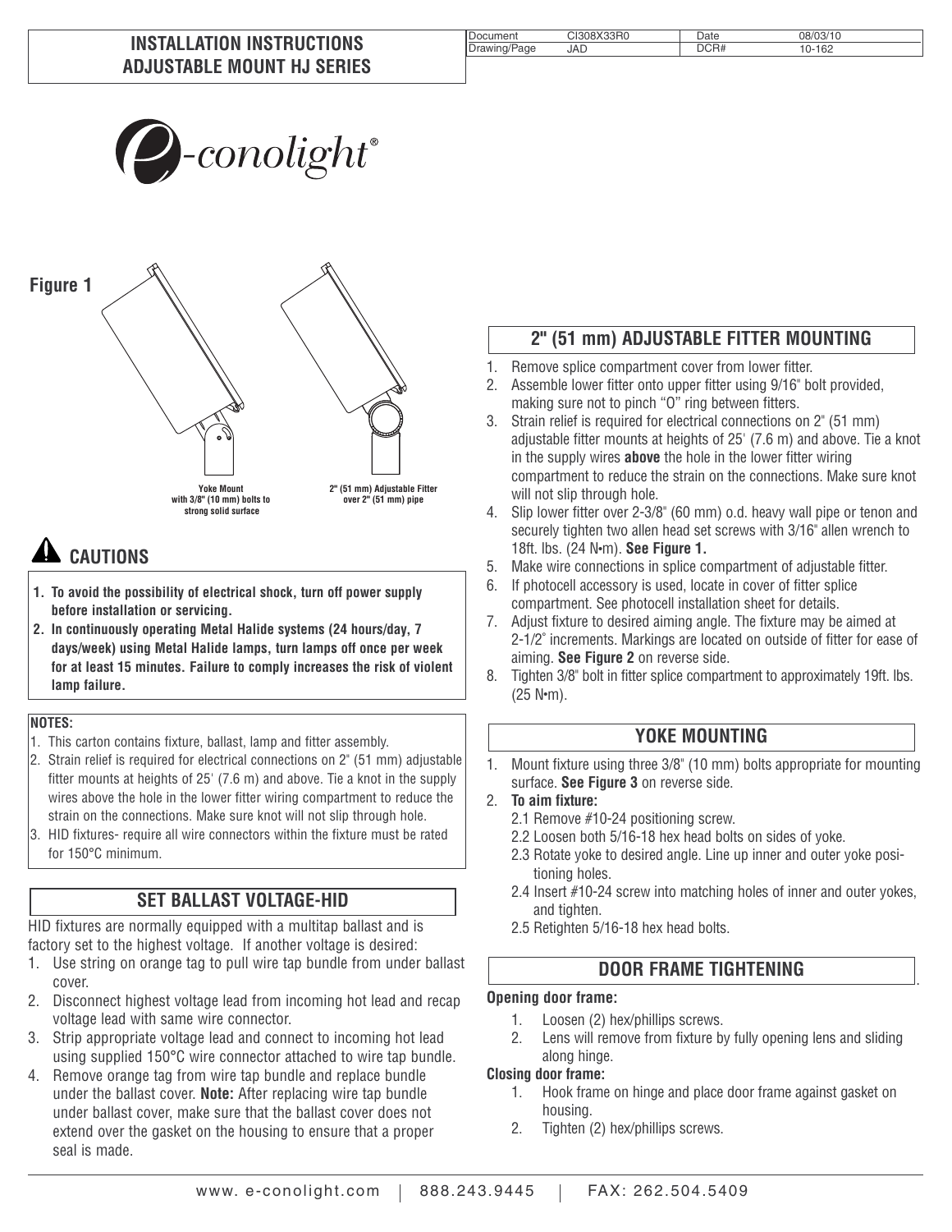# INSTALLATION INSTRUCTIONS ADJUSTABLE MOUNT HJ SERIES

| Document | CI308X33R0 | Date | 08/03/10 |
|---|---|---|---|
| Drawing/Page | JAD | DCR# | 10-162 |

e-conolight®

**Figure 1**

Yoke Mount with 3/8" (10 mm) bolts to strong solid surface

2" (51 mm) Adjustable Fitter over 2" (51 mm) pipe

## CAUTIONS

1. **To avoid the possibility of electrical shock, turn off power supply before installation or servicing.**
2. **In continuously operating Metal Halide systems (24 hours/day, 7 days/week) using Metal Halide lamps, turn lamps off once per week for at least 15 minutes. Failure to comply increases the risk of violent lamp failure.**

**NOTES:**

1. This carton contains fixture, ballast, lamp and fitter assembly.
2. Strain relief is required for electrical connections on 2" (51 mm) adjustable fitter mounts at heights of 25' (7.6 m) and above. Tie a knot in the supply wires above the hole in the lower fitter wiring compartment to reduce the strain on the connections. Make sure knot will not slip through hole.
3. HID fixtures- require all wire connectors within the fixture must be rated for 150°C minimum.

## SET BALLAST VOLTAGE-HID

HID fixtures are normally equipped with a multitap ballast and is factory set to the highest voltage. If another voltage is desired:

1. Use string on orange tag to pull wire tap bundle from under ballast cover.
2. Disconnect highest voltage lead from incoming hot lead and recap voltage lead with same wire connector.
3. Strip appropriate voltage lead and connect to incoming hot lead using supplied 150°C wire connector attached to wire tap bundle.
4. Remove orange tag from wire tap bundle and replace bundle under the ballast cover. **Note:** After replacing wire tap bundle under ballast cover, make sure that the ballast cover does not extend over the gasket on the housing to ensure that a proper seal is made.

## 2" (51 mm) ADJUSTABLE FITTER MOUNTING

1. Remove splice compartment cover from lower fitter.
2. Assemble lower fitter onto upper fitter using 9/16" bolt provided, making sure not to pinch "O" ring between fitters.
3. Strain relief is required for electrical connections on 2" (51 mm) adjustable fitter mounts at heights of 25' (7.6 m) and above. Tie a knot in the supply wires **above** the hole in the lower fitter wiring compartment to reduce the strain on the connections. Make sure knot will not slip through hole.
4. Slip lower fitter over 2-3/8" (60 mm) o.d. heavy wall pipe or tenon and securely tighten two allen head set screws with 3/16" allen wrench to 18ft. lbs. (24 N•m). **See Figure 1.**
5. Make wire connections in splice compartment of adjustable fitter.
6. If photocell accessory is used, locate in cover of fitter splice compartment. See photocell installation sheet for details.
7. Adjust fixture to desired aiming angle. The fixture may be aimed at 2-1/2˚ increments. Markings are located on outside of fitter for ease of aiming. **See Figure 2** on reverse side.
8. Tighten 3/8" bolt in fitter splice compartment to approximately 19ft. lbs. (25 N•m).

## YOKE MOUNTING

1. Mount fixture using three 3/8" (10 mm) bolts appropriate for mounting surface. **See Figure 3** on reverse side.
2. **To aim fixture:**
   - 2.1 Remove #10-24 positioning screw.
   - 2.2 Loosen both 5/16-18 hex head bolts on sides of yoke.
   - 2.3 Rotate yoke to desired angle. Line up inner and outer yoke positioning holes.
   - 2.4 Insert #10-24 screw into matching holes of inner and outer yokes, and tighten.
   - 2.5 Retighten 5/16-18 hex head bolts.

## DOOR FRAME TIGHTENING

**Opening door frame:**

1. Loosen (2) hex/phillips screws.
2. Lens will remove from fixture by fully opening lens and sliding along hinge.

**Closing door frame:**

1. Hook frame on hinge and place door frame against gasket on housing.
2. Tighten (2) hex/phillips screws.

www. e-conolight.com | 888.243.9445 | FAX: 262.504.5409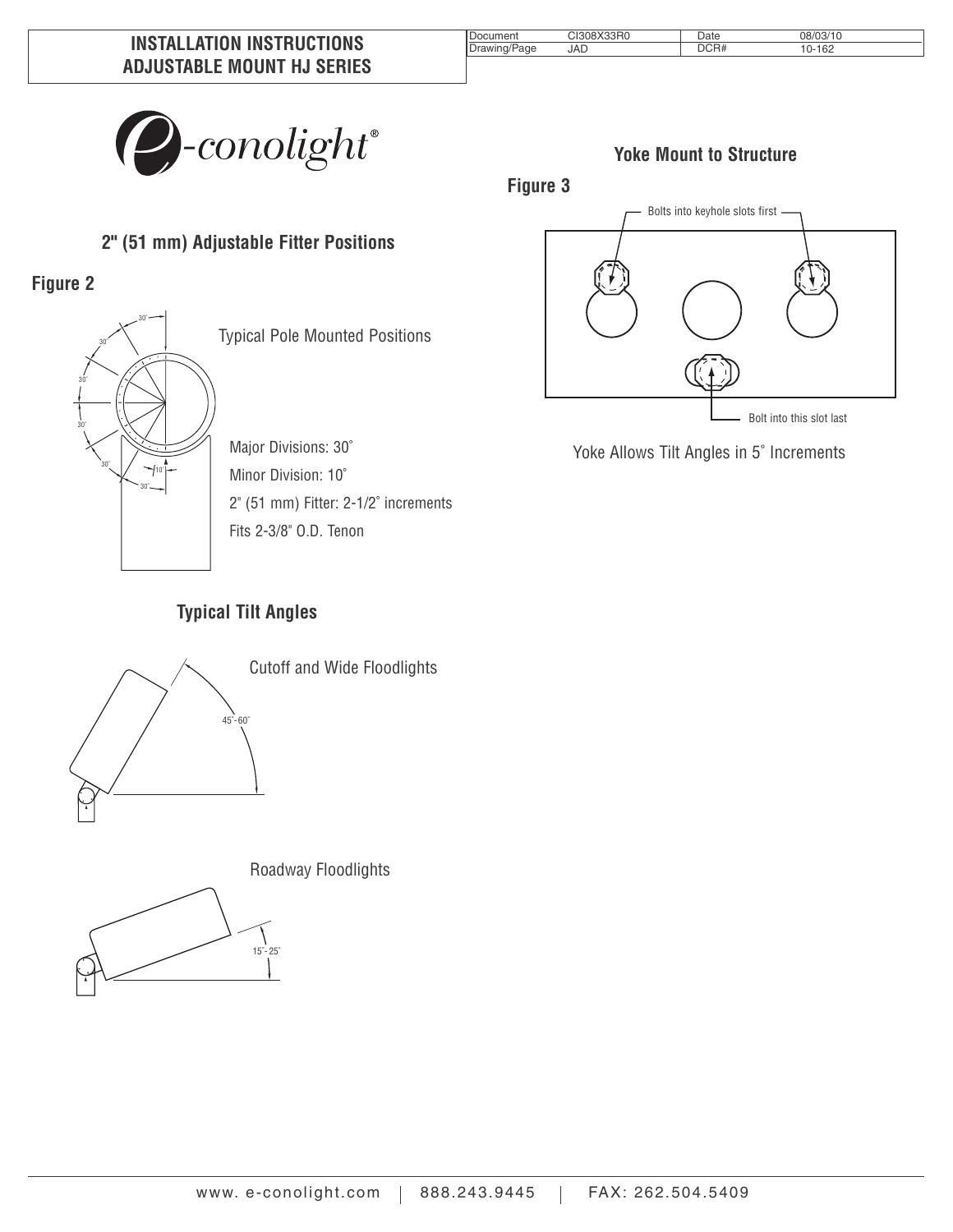# INSTALLATION INSTRUCTIONS ADJUSTABLE MOUNT HJ SERIES

| | | | |
|---|---|---|---|
| Document | CI308X33R0 | Date | 08/03/10 |
| Drawing/Page | JAD | DCR# | 10-162 |

e-conolight®

## 2" (51 mm) Adjustable Fitter Positions

**Figure 2**

30˚
30˚
30˚
30˚
30˚
30˚
10˚

Typical Pole Mounted Positions

Major Divisions: 30˚

Minor Division: 10˚

2" (51 mm) Fitter: 2-1/2˚ increments

Fits 2-3/8" O.D. Tenon

## Typical Tilt Angles

Cutoff and Wide Floodlights

45˚- 60˚

Roadway Floodlights

15˚- 25˚

## Yoke Mount to Structure

**Figure 3**

Bolts into keyhole slots first

Bolt into this slot last

Yoke Allows Tilt Angles in 5˚ Increments

www. e-conolight.com | 888.243.9445 | FAX: 262.504.5409